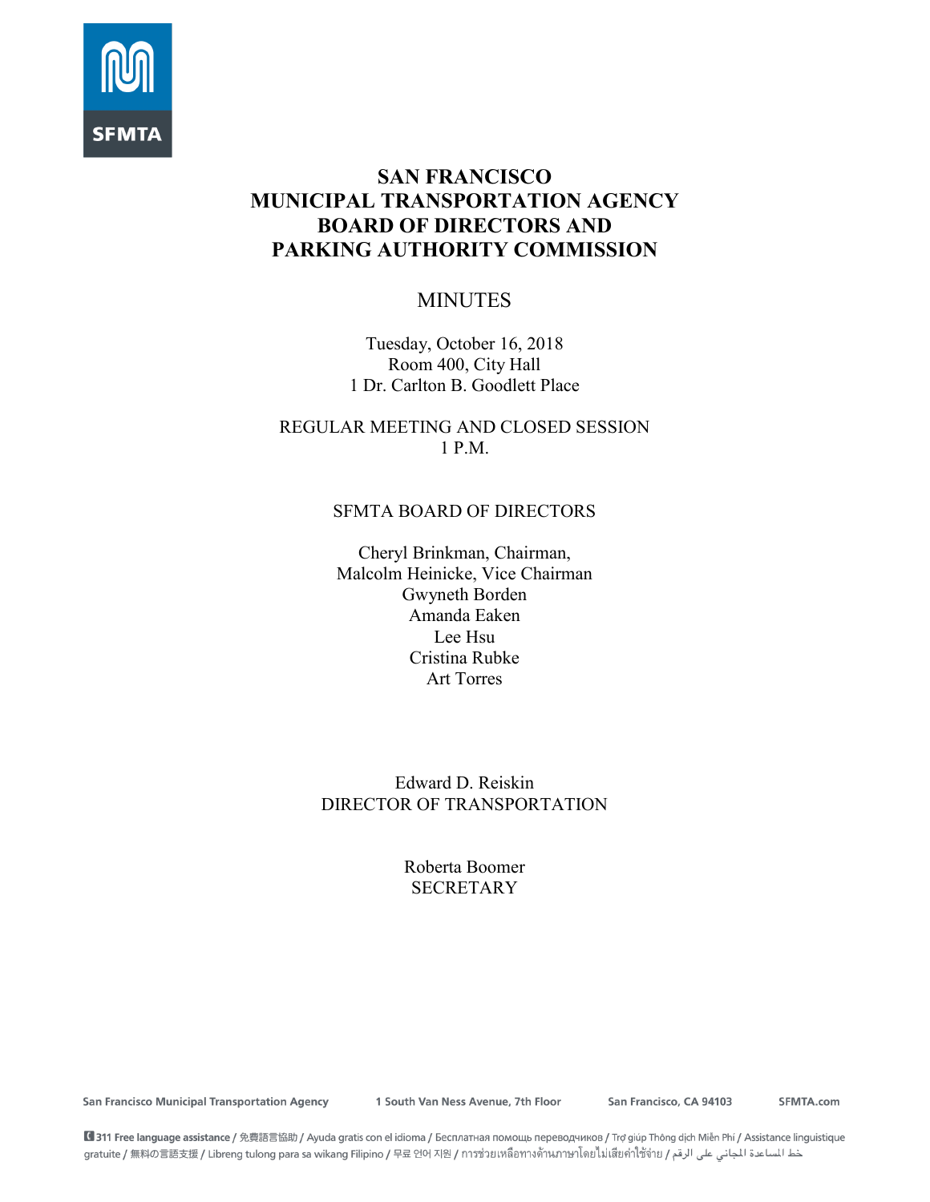# SAN FRANCISCO MUNICIPAL TRANSPORTATION AGENCY BOARD OF DIRECTORS AND PARKING AUTHORITY COMMISSION

## MINUTES

Tuesday, October 16, 2018
Room 400, City Hall
1 Dr. Carlton B. Goodlett Place

REGULAR MEETING AND CLOSED SESSION
1 P.M.

SFMTA BOARD OF DIRECTORS

Cheryl Brinkman, Chairman,
Malcolm Heinicke, Vice Chairman
Gwyneth Borden
Amanda Eaken
Lee Hsu
Cristina Rubke
Art Torres

Edward D. Reiskin
DIRECTOR OF TRANSPORTATION

Roberta Boomer
SECRETARY

San Francisco Municipal Transportation Agency    1 South Van Ness Avenue, 7th Floor    San Francisco, CA 94103    SFMTA.com

311 Free language assistance / 免費語言協助 / Ayuda gratis con el idioma / Бесплатная помощь переводчиков / Trợ giúp Thông dịch Miễn Phí / Assistance linguistique gratuite / 無料の言語支援 / Libreng tulong para sa wikang Filipino / 무료 언어 지원 / การช่วยเหลือทางด้านภาษาโดยไม่เสียค่าใช้จ่าย / خط المساعدة المجاني على الرقم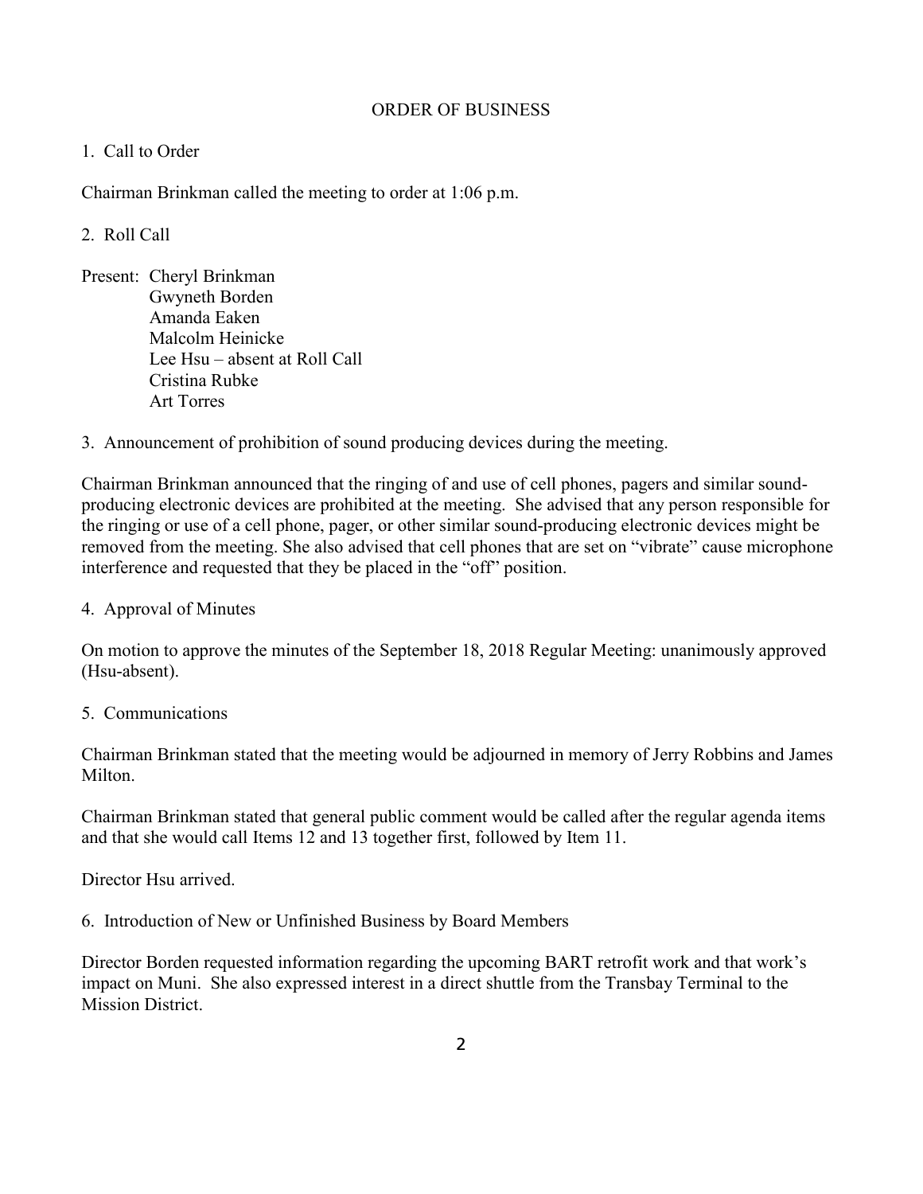## ORDER OF BUSINESS

1. Call to Order

Chairman Brinkman called the meeting to order at 1:06 p.m.

2. Roll Call

Present: Cheryl Brinkman
Gwyneth Borden
Amanda Eaken
Malcolm Heinicke
Lee Hsu – absent at Roll Call
Cristina Rubke
Art Torres

3. Announcement of prohibition of sound producing devices during the meeting.

Chairman Brinkman announced that the ringing of and use of cell phones, pagers and similar sound-producing electronic devices are prohibited at the meeting. She advised that any person responsible for the ringing or use of a cell phone, pager, or other similar sound-producing electronic devices might be removed from the meeting. She also advised that cell phones that are set on "vibrate" cause microphone interference and requested that they be placed in the "off" position.

4. Approval of Minutes

On motion to approve the minutes of the September 18, 2018 Regular Meeting: unanimously approved (Hsu-absent).

5. Communications

Chairman Brinkman stated that the meeting would be adjourned in memory of Jerry Robbins and James Milton.

Chairman Brinkman stated that general public comment would be called after the regular agenda items and that she would call Items 12 and 13 together first, followed by Item 11.

Director Hsu arrived.

6. Introduction of New or Unfinished Business by Board Members

Director Borden requested information regarding the upcoming BART retrofit work and that work's impact on Muni. She also expressed interest in a direct shuttle from the Transbay Terminal to the Mission District.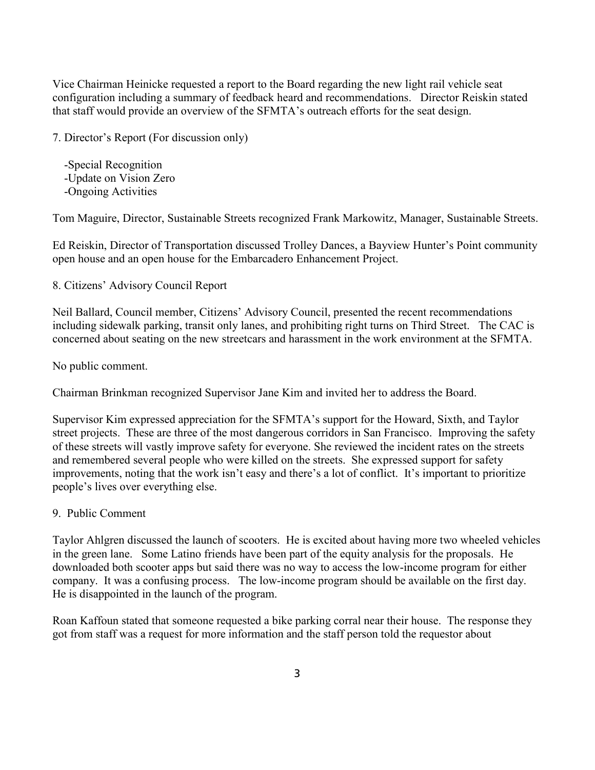Vice Chairman Heinicke requested a report to the Board regarding the new light rail vehicle seat configuration including a summary of feedback heard and recommendations. Director Reiskin stated that staff would provide an overview of the SFMTA's outreach efforts for the seat design.

7. Director's Report (For discussion only)

-Special Recognition
-Update on Vision Zero
-Ongoing Activities

Tom Maguire, Director, Sustainable Streets recognized Frank Markowitz, Manager, Sustainable Streets.

Ed Reiskin, Director of Transportation discussed Trolley Dances, a Bayview Hunter's Point community open house and an open house for the Embarcadero Enhancement Project.

8. Citizens' Advisory Council Report

Neil Ballard, Council member, Citizens' Advisory Council, presented the recent recommendations including sidewalk parking, transit only lanes, and prohibiting right turns on Third Street. The CAC is concerned about seating on the new streetcars and harassment in the work environment at the SFMTA.

No public comment.

Chairman Brinkman recognized Supervisor Jane Kim and invited her to address the Board.

Supervisor Kim expressed appreciation for the SFMTA's support for the Howard, Sixth, and Taylor street projects. These are three of the most dangerous corridors in San Francisco. Improving the safety of these streets will vastly improve safety for everyone. She reviewed the incident rates on the streets and remembered several people who were killed on the streets. She expressed support for safety improvements, noting that the work isn't easy and there's a lot of conflict. It's important to prioritize people's lives over everything else.

9. Public Comment

Taylor Ahlgren discussed the launch of scooters. He is excited about having more two wheeled vehicles in the green lane. Some Latino friends have been part of the equity analysis for the proposals. He downloaded both scooter apps but said there was no way to access the low-income program for either company. It was a confusing process. The low-income program should be available on the first day. He is disappointed in the launch of the program.

Roan Kaffoun stated that someone requested a bike parking corral near their house. The response they got from staff was a request for more information and the staff person told the requestor about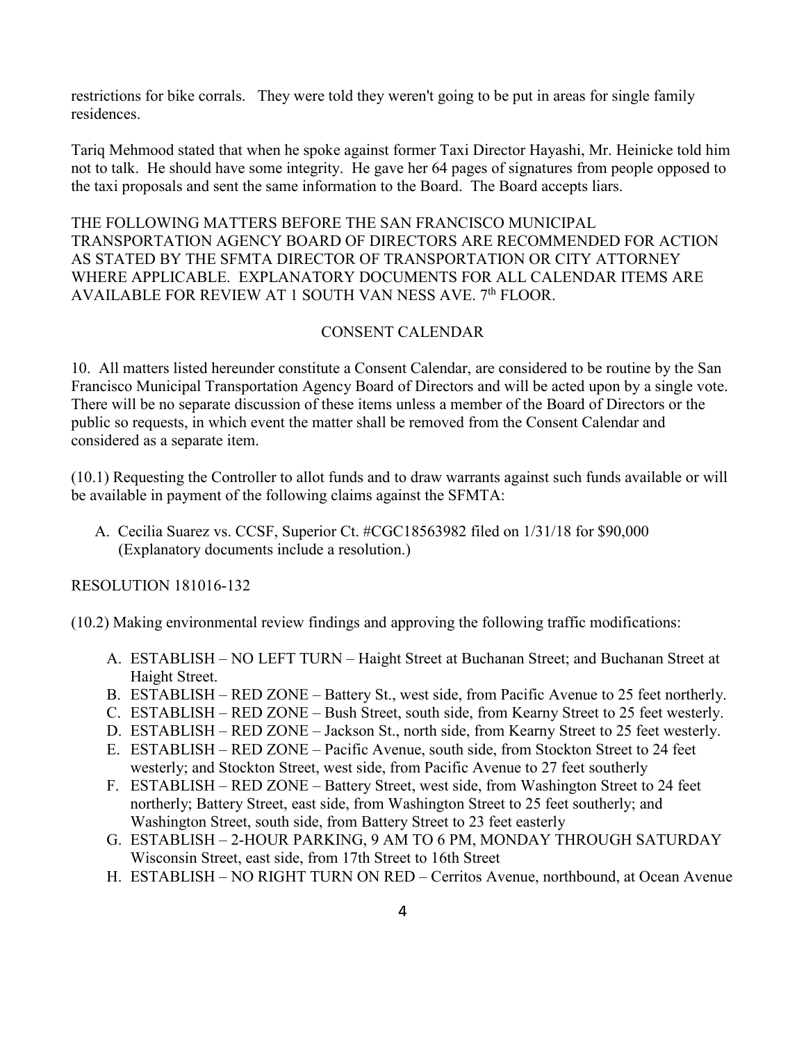restrictions for bike corrals. They were told they weren't going to be put in areas for single family residences.

Tariq Mehmood stated that when he spoke against former Taxi Director Hayashi, Mr. Heinicke told him not to talk. He should have some integrity. He gave her 64 pages of signatures from people opposed to the taxi proposals and sent the same information to the Board. The Board accepts liars.

THE FOLLOWING MATTERS BEFORE THE SAN FRANCISCO MUNICIPAL TRANSPORTATION AGENCY BOARD OF DIRECTORS ARE RECOMMENDED FOR ACTION AS STATED BY THE SFMTA DIRECTOR OF TRANSPORTATION OR CITY ATTORNEY WHERE APPLICABLE. EXPLANATORY DOCUMENTS FOR ALL CALENDAR ITEMS ARE AVAILABLE FOR REVIEW AT 1 SOUTH VAN NESS AVE. 7th FLOOR.

## CONSENT CALENDAR

10. All matters listed hereunder constitute a Consent Calendar, are considered to be routine by the San Francisco Municipal Transportation Agency Board of Directors and will be acted upon by a single vote. There will be no separate discussion of these items unless a member of the Board of Directors or the public so requests, in which event the matter shall be removed from the Consent Calendar and considered as a separate item.

(10.1) Requesting the Controller to allot funds and to draw warrants against such funds available or will be available in payment of the following claims against the SFMTA:

A. Cecilia Suarez vs. CCSF, Superior Ct. #CGC18563982 filed on 1/31/18 for $90,000 (Explanatory documents include a resolution.)

RESOLUTION 181016-132

(10.2) Making environmental review findings and approving the following traffic modifications:

A. ESTABLISH – NO LEFT TURN – Haight Street at Buchanan Street; and Buchanan Street at Haight Street.
B. ESTABLISH – RED ZONE – Battery St., west side, from Pacific Avenue to 25 feet northerly.
C. ESTABLISH – RED ZONE – Bush Street, south side, from Kearny Street to 25 feet westerly.
D. ESTABLISH – RED ZONE – Jackson St., north side, from Kearny Street to 25 feet westerly.
E. ESTABLISH – RED ZONE – Pacific Avenue, south side, from Stockton Street to 24 feet westerly; and Stockton Street, west side, from Pacific Avenue to 27 feet southerly
F. ESTABLISH – RED ZONE – Battery Street, west side, from Washington Street to 24 feet northerly; Battery Street, east side, from Washington Street to 25 feet southerly; and Washington Street, south side, from Battery Street to 23 feet easterly
G. ESTABLISH – 2-HOUR PARKING, 9 AM TO 6 PM, MONDAY THROUGH SATURDAY Wisconsin Street, east side, from 17th Street to 16th Street
H. ESTABLISH – NO RIGHT TURN ON RED – Cerritos Avenue, northbound, at Ocean Avenue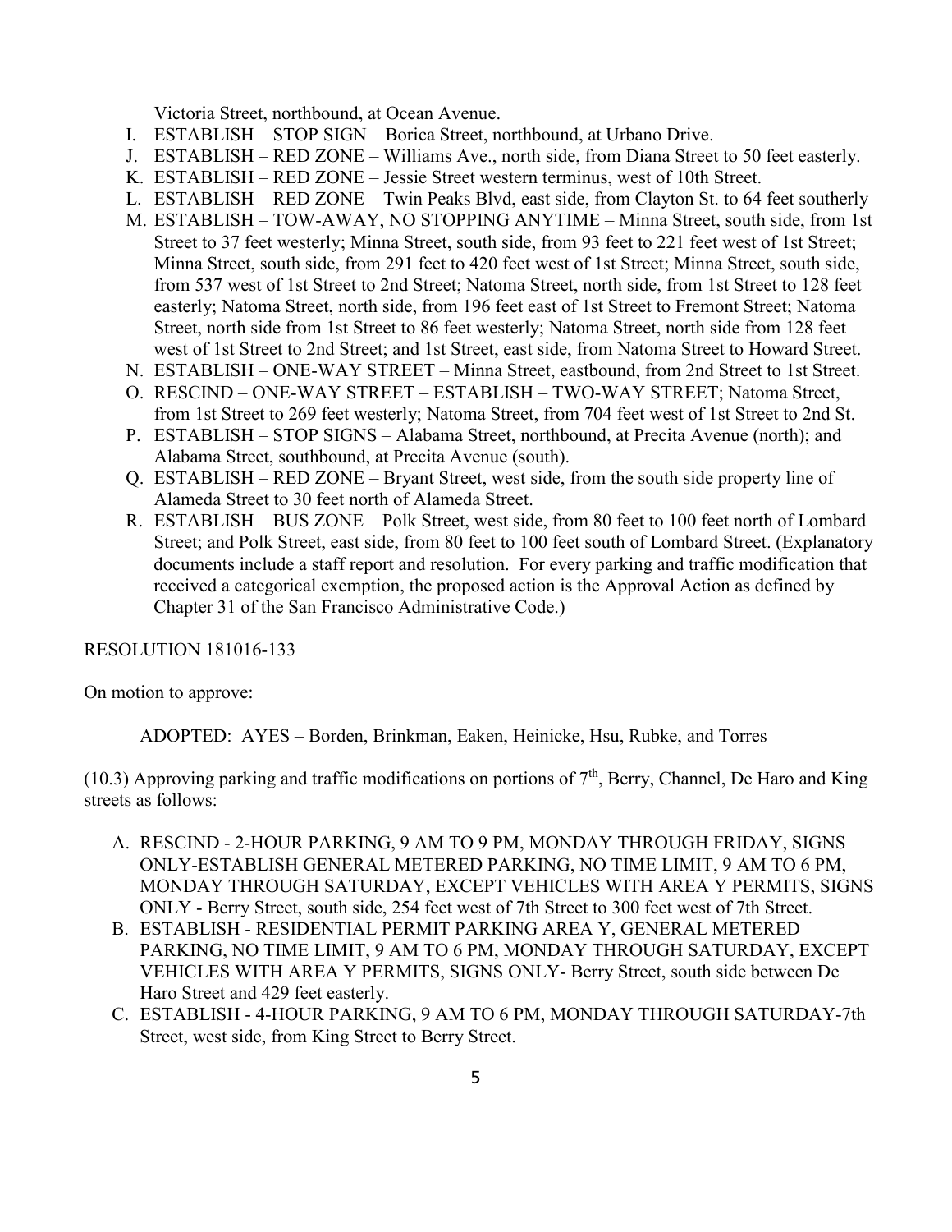Victoria Street, northbound, at Ocean Avenue.

I. ESTABLISH – STOP SIGN – Borica Street, northbound, at Urbano Drive.
J. ESTABLISH – RED ZONE – Williams Ave., north side, from Diana Street to 50 feet easterly.
K. ESTABLISH – RED ZONE – Jessie Street western terminus, west of 10th Street.
L. ESTABLISH – RED ZONE – Twin Peaks Blvd, east side, from Clayton St. to 64 feet southerly
M. ESTABLISH – TOW-AWAY, NO STOPPING ANYTIME – Minna Street, south side, from 1st Street to 37 feet westerly; Minna Street, south side, from 93 feet to 221 feet west of 1st Street; Minna Street, south side, from 291 feet to 420 feet west of 1st Street; Minna Street, south side, from 537 west of 1st Street to 2nd Street; Natoma Street, north side, from 1st Street to 128 feet easterly; Natoma Street, north side, from 196 feet east of 1st Street to Fremont Street; Natoma Street, north side from 1st Street to 86 feet westerly; Natoma Street, north side from 128 feet west of 1st Street to 2nd Street; and 1st Street, east side, from Natoma Street to Howard Street.
N. ESTABLISH – ONE-WAY STREET – Minna Street, eastbound, from 2nd Street to 1st Street.
O. RESCIND – ONE-WAY STREET – ESTABLISH – TWO-WAY STREET; Natoma Street, from 1st Street to 269 feet westerly; Natoma Street, from 704 feet west of 1st Street to 2nd St.
P. ESTABLISH – STOP SIGNS – Alabama Street, northbound, at Precita Avenue (north); and Alabama Street, southbound, at Precita Avenue (south).
Q. ESTABLISH – RED ZONE – Bryant Street, west side, from the south side property line of Alameda Street to 30 feet north of Alameda Street.
R. ESTABLISH – BUS ZONE – Polk Street, west side, from 80 feet to 100 feet north of Lombard Street; and Polk Street, east side, from 80 feet to 100 feet south of Lombard Street. (Explanatory documents include a staff report and resolution. For every parking and traffic modification that received a categorical exemption, the proposed action is the Approval Action as defined by Chapter 31 of the San Francisco Administrative Code.)

RESOLUTION 181016-133

On motion to approve:

ADOPTED: AYES – Borden, Brinkman, Eaken, Heinicke, Hsu, Rubke, and Torres

(10.3) Approving parking and traffic modifications on portions of 7th, Berry, Channel, De Haro and King streets as follows:

A. RESCIND - 2-HOUR PARKING, 9 AM TO 9 PM, MONDAY THROUGH FRIDAY, SIGNS ONLY-ESTABLISH GENERAL METERED PARKING, NO TIME LIMIT, 9 AM TO 6 PM, MONDAY THROUGH SATURDAY, EXCEPT VEHICLES WITH AREA Y PERMITS, SIGNS ONLY - Berry Street, south side, 254 feet west of 7th Street to 300 feet west of 7th Street.
B. ESTABLISH - RESIDENTIAL PERMIT PARKING AREA Y, GENERAL METERED PARKING, NO TIME LIMIT, 9 AM TO 6 PM, MONDAY THROUGH SATURDAY, EXCEPT VEHICLES WITH AREA Y PERMITS, SIGNS ONLY- Berry Street, south side between De Haro Street and 429 feet easterly.
C. ESTABLISH - 4-HOUR PARKING, 9 AM TO 6 PM, MONDAY THROUGH SATURDAY-7th Street, west side, from King Street to Berry Street.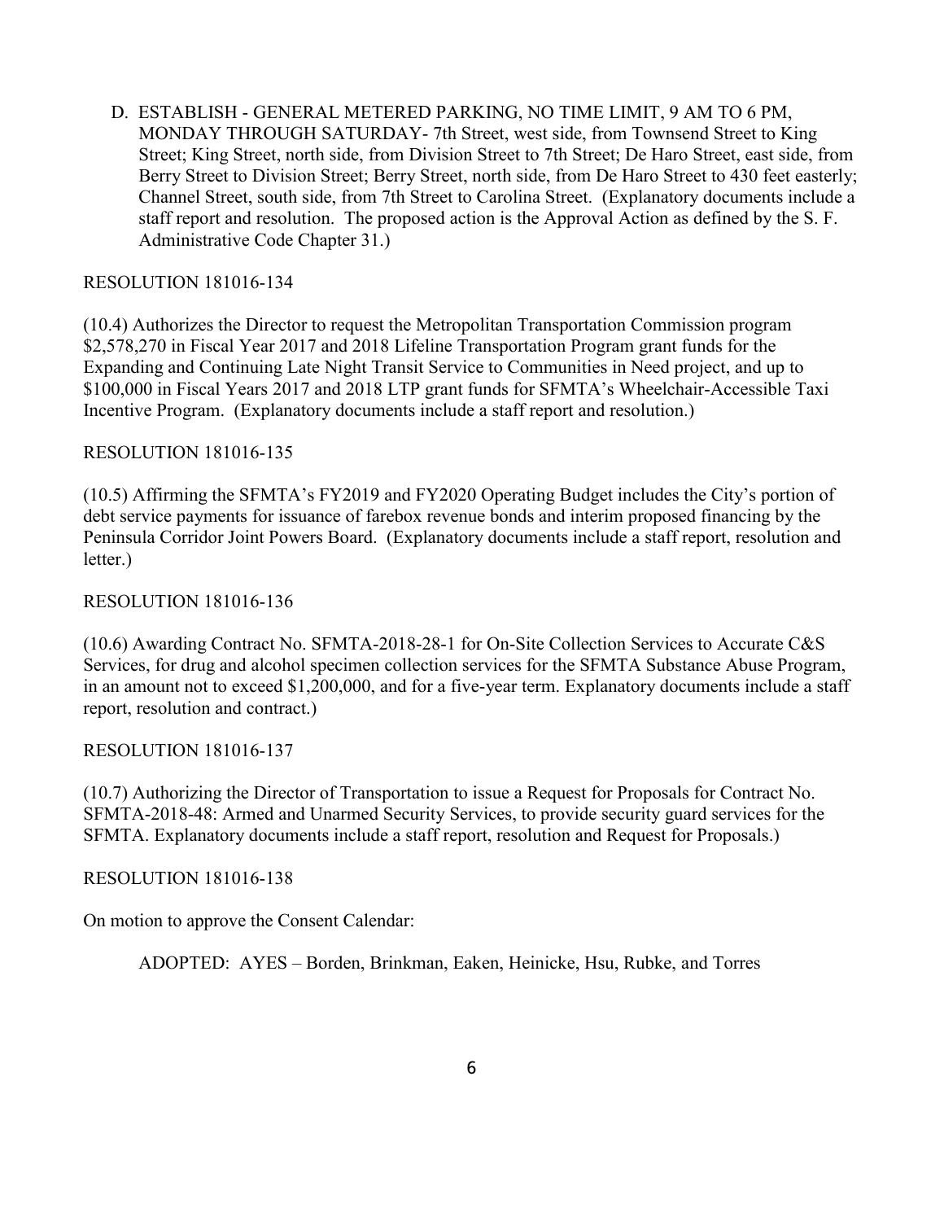D. ESTABLISH - GENERAL METERED PARKING, NO TIME LIMIT, 9 AM TO 6 PM, MONDAY THROUGH SATURDAY- 7th Street, west side, from Townsend Street to King Street; King Street, north side, from Division Street to 7th Street; De Haro Street, east side, from Berry Street to Division Street; Berry Street, north side, from De Haro Street to 430 feet easterly; Channel Street, south side, from 7th Street to Carolina Street. (Explanatory documents include a staff report and resolution. The proposed action is the Approval Action as defined by the S. F. Administrative Code Chapter 31.)

RESOLUTION 181016-134

(10.4) Authorizes the Director to request the Metropolitan Transportation Commission program $2,578,270 in Fiscal Year 2017 and 2018 Lifeline Transportation Program grant funds for the Expanding and Continuing Late Night Transit Service to Communities in Need project, and up to $100,000 in Fiscal Years 2017 and 2018 LTP grant funds for SFMTA's Wheelchair-Accessible Taxi Incentive Program. (Explanatory documents include a staff report and resolution.)

RESOLUTION 181016-135

(10.5) Affirming the SFMTA's FY2019 and FY2020 Operating Budget includes the City's portion of debt service payments for issuance of farebox revenue bonds and interim proposed financing by the Peninsula Corridor Joint Powers Board. (Explanatory documents include a staff report, resolution and letter.)

RESOLUTION 181016-136

(10.6) Awarding Contract No. SFMTA-2018-28-1 for On-Site Collection Services to Accurate C&S Services, for drug and alcohol specimen collection services for the SFMTA Substance Abuse Program, in an amount not to exceed $1,200,000, and for a five-year term. Explanatory documents include a staff report, resolution and contract.)

RESOLUTION 181016-137

(10.7) Authorizing the Director of Transportation to issue a Request for Proposals for Contract No. SFMTA-2018-48: Armed and Unarmed Security Services, to provide security guard services for the SFMTA. Explanatory documents include a staff report, resolution and Request for Proposals.)

RESOLUTION 181016-138

On motion to approve the Consent Calendar:

ADOPTED: AYES – Borden, Brinkman, Eaken, Heinicke, Hsu, Rubke, and Torres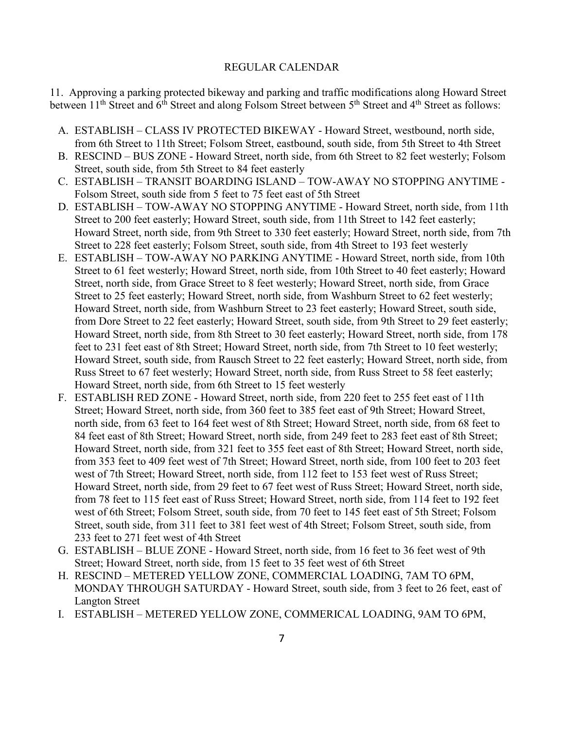REGULAR CALENDAR

11. Approving a parking protected bikeway and parking and traffic modifications along Howard Street between 11th Street and 6th Street and along Folsom Street between 5th Street and 4th Street as follows:

A. ESTABLISH – CLASS IV PROTECTED BIKEWAY - Howard Street, westbound, north side, from 6th Street to 11th Street; Folsom Street, eastbound, south side, from 5th Street to 4th Street
B. RESCIND – BUS ZONE - Howard Street, north side, from 6th Street to 82 feet westerly; Folsom Street, south side, from 5th Street to 84 feet easterly
C. ESTABLISH – TRANSIT BOARDING ISLAND – TOW-AWAY NO STOPPING ANYTIME - Folsom Street, south side from 5 feet to 75 feet east of 5th Street
D. ESTABLISH – TOW-AWAY NO STOPPING ANYTIME - Howard Street, north side, from 11th Street to 200 feet easterly; Howard Street, south side, from 11th Street to 142 feet easterly; Howard Street, north side, from 9th Street to 330 feet easterly; Howard Street, north side, from 7th Street to 228 feet easterly; Folsom Street, south side, from 4th Street to 193 feet westerly
E. ESTABLISH – TOW-AWAY NO PARKING ANYTIME - Howard Street, north side, from 10th Street to 61 feet westerly; Howard Street, north side, from 10th Street to 40 feet easterly; Howard Street, north side, from Grace Street to 8 feet westerly; Howard Street, north side, from Grace Street to 25 feet easterly; Howard Street, north side, from Washburn Street to 62 feet westerly; Howard Street, north side, from Washburn Street to 23 feet easterly; Howard Street, south side, from Dore Street to 22 feet easterly; Howard Street, south side, from 9th Street to 29 feet easterly; Howard Street, north side, from 8th Street to 30 feet easterly; Howard Street, north side, from 178 feet to 231 feet east of 8th Street; Howard Street, north side, from 7th Street to 10 feet westerly; Howard Street, south side, from Rausch Street to 22 feet easterly; Howard Street, north side, from Russ Street to 67 feet westerly; Howard Street, north side, from Russ Street to 58 feet easterly; Howard Street, north side, from 6th Street to 15 feet westerly
F. ESTABLISH RED ZONE - Howard Street, north side, from 220 feet to 255 feet east of 11th Street; Howard Street, north side, from 360 feet to 385 feet east of 9th Street; Howard Street, north side, from 63 feet to 164 feet west of 8th Street; Howard Street, north side, from 68 feet to 84 feet east of 8th Street; Howard Street, north side, from 249 feet to 283 feet east of 8th Street; Howard Street, north side, from 321 feet to 355 feet east of 8th Street; Howard Street, north side, from 353 feet to 409 feet west of 7th Street; Howard Street, north side, from 100 feet to 203 feet west of 7th Street; Howard Street, north side, from 112 feet to 153 feet west of Russ Street; Howard Street, north side, from 29 feet to 67 feet west of Russ Street; Howard Street, north side, from 78 feet to 115 feet east of Russ Street; Howard Street, north side, from 114 feet to 192 feet west of 6th Street; Folsom Street, south side, from 70 feet to 145 feet east of 5th Street; Folsom Street, south side, from 311 feet to 381 feet west of 4th Street; Folsom Street, south side, from 233 feet to 271 feet west of 4th Street
G. ESTABLISH – BLUE ZONE - Howard Street, north side, from 16 feet to 36 feet west of 9th Street; Howard Street, north side, from 15 feet to 35 feet west of 6th Street
H. RESCIND – METERED YELLOW ZONE, COMMERCIAL LOADING, 7AM TO 6PM, MONDAY THROUGH SATURDAY - Howard Street, south side, from 3 feet to 26 feet, east of Langton Street
I. ESTABLISH – METERED YELLOW ZONE, COMMERICAL LOADING, 9AM TO 6PM,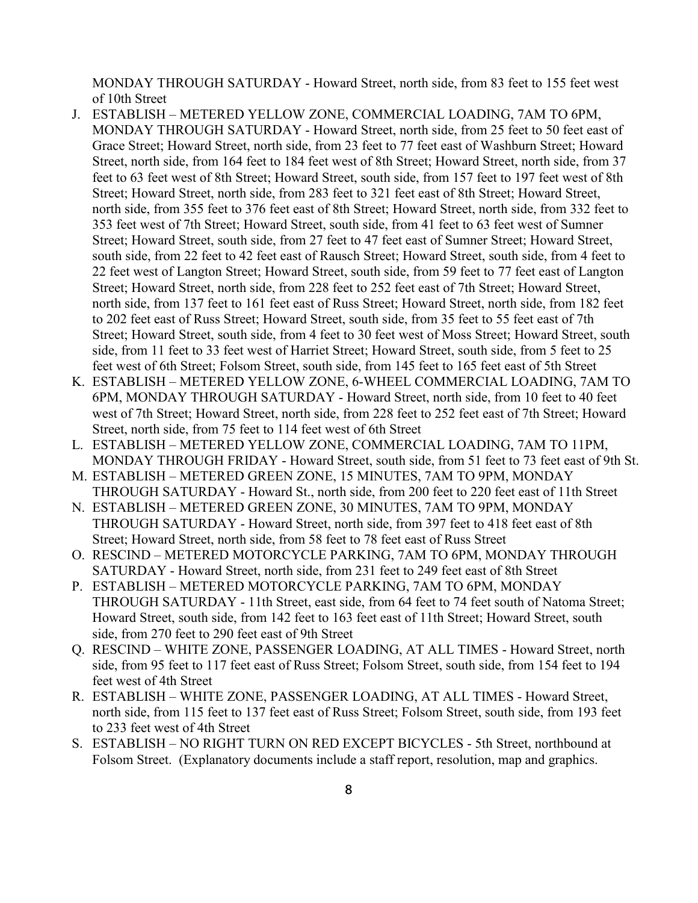MONDAY THROUGH SATURDAY - Howard Street, north side, from 83 feet to 155 feet west of 10th Street

J. ESTABLISH – METERED YELLOW ZONE, COMMERCIAL LOADING, 7AM TO 6PM, MONDAY THROUGH SATURDAY - Howard Street, north side, from 25 feet to 50 feet east of Grace Street; Howard Street, north side, from 23 feet to 77 feet east of Washburn Street; Howard Street, north side, from 164 feet to 184 feet west of 8th Street; Howard Street, north side, from 37 feet to 63 feet west of 8th Street; Howard Street, south side, from 157 feet to 197 feet west of 8th Street; Howard Street, north side, from 283 feet to 321 feet east of 8th Street; Howard Street, north side, from 355 feet to 376 feet east of 8th Street; Howard Street, north side, from 332 feet to 353 feet west of 7th Street; Howard Street, south side, from 41 feet to 63 feet west of Sumner Street; Howard Street, south side, from 27 feet to 47 feet east of Sumner Street; Howard Street, south side, from 22 feet to 42 feet east of Rausch Street; Howard Street, south side, from 4 feet to 22 feet west of Langton Street; Howard Street, south side, from 59 feet to 77 feet east of Langton Street; Howard Street, north side, from 228 feet to 252 feet east of 7th Street; Howard Street, north side, from 137 feet to 161 feet east of Russ Street; Howard Street, north side, from 182 feet to 202 feet east of Russ Street; Howard Street, south side, from 35 feet to 55 feet east of 7th Street; Howard Street, south side, from 4 feet to 30 feet west of Moss Street; Howard Street, south side, from 11 feet to 33 feet west of Harriet Street; Howard Street, south side, from 5 feet to 25 feet west of 6th Street; Folsom Street, south side, from 145 feet to 165 feet east of 5th Street
K. ESTABLISH – METERED YELLOW ZONE, 6-WHEEL COMMERCIAL LOADING, 7AM TO 6PM, MONDAY THROUGH SATURDAY - Howard Street, north side, from 10 feet to 40 feet west of 7th Street; Howard Street, north side, from 228 feet to 252 feet east of 7th Street; Howard Street, north side, from 75 feet to 114 feet west of 6th Street
L. ESTABLISH – METERED YELLOW ZONE, COMMERCIAL LOADING, 7AM TO 11PM, MONDAY THROUGH FRIDAY - Howard Street, south side, from 51 feet to 73 feet east of 9th St.
M. ESTABLISH – METERED GREEN ZONE, 15 MINUTES, 7AM TO 9PM, MONDAY THROUGH SATURDAY - Howard St., north side, from 200 feet to 220 feet east of 11th Street
N. ESTABLISH – METERED GREEN ZONE, 30 MINUTES, 7AM TO 9PM, MONDAY THROUGH SATURDAY - Howard Street, north side, from 397 feet to 418 feet east of 8th Street; Howard Street, north side, from 58 feet to 78 feet east of Russ Street
O. RESCIND – METERED MOTORCYCLE PARKING, 7AM TO 6PM, MONDAY THROUGH SATURDAY - Howard Street, north side, from 231 feet to 249 feet east of 8th Street
P. ESTABLISH – METERED MOTORCYCLE PARKING, 7AM TO 6PM, MONDAY THROUGH SATURDAY - 11th Street, east side, from 64 feet to 74 feet south of Natoma Street; Howard Street, south side, from 142 feet to 163 feet east of 11th Street; Howard Street, south side, from 270 feet to 290 feet east of 9th Street
Q. RESCIND – WHITE ZONE, PASSENGER LOADING, AT ALL TIMES - Howard Street, north side, from 95 feet to 117 feet east of Russ Street; Folsom Street, south side, from 154 feet to 194 feet west of 4th Street
R. ESTABLISH – WHITE ZONE, PASSENGER LOADING, AT ALL TIMES - Howard Street, north side, from 115 feet to 137 feet east of Russ Street; Folsom Street, south side, from 193 feet to 233 feet west of 4th Street
S. ESTABLISH – NO RIGHT TURN ON RED EXCEPT BICYCLES - 5th Street, northbound at Folsom Street. (Explanatory documents include a staff report, resolution, map and graphics.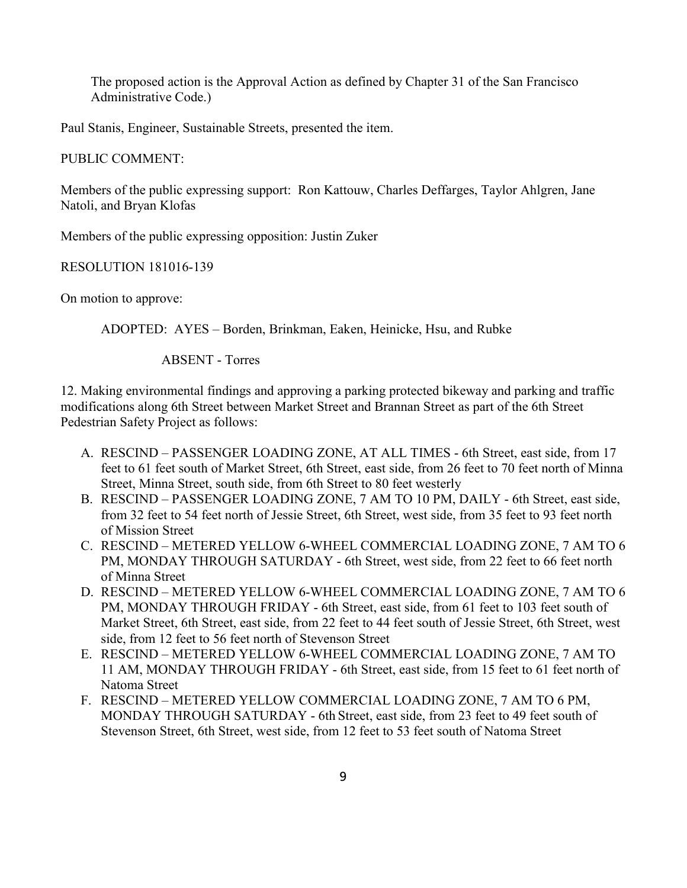The proposed action is the Approval Action as defined by Chapter 31 of the San Francisco Administrative Code.)

Paul Stanis, Engineer, Sustainable Streets, presented the item.

PUBLIC COMMENT:

Members of the public expressing support: Ron Kattouw, Charles Deffarges, Taylor Ahlgren, Jane Natoli, and Bryan Klofas

Members of the public expressing opposition: Justin Zuker

RESOLUTION 181016-139

On motion to approve:

ADOPTED: AYES – Borden, Brinkman, Eaken, Heinicke, Hsu, and Rubke

ABSENT - Torres

12. Making environmental findings and approving a parking protected bikeway and parking and traffic modifications along 6th Street between Market Street and Brannan Street as part of the 6th Street Pedestrian Safety Project as follows:

A. RESCIND – PASSENGER LOADING ZONE, AT ALL TIMES - 6th Street, east side, from 17 feet to 61 feet south of Market Street, 6th Street, east side, from 26 feet to 70 feet north of Minna Street, Minna Street, south side, from 6th Street to 80 feet westerly
B. RESCIND – PASSENGER LOADING ZONE, 7 AM TO 10 PM, DAILY - 6th Street, east side, from 32 feet to 54 feet north of Jessie Street, 6th Street, west side, from 35 feet to 93 feet north of Mission Street
C. RESCIND – METERED YELLOW 6-WHEEL COMMERCIAL LOADING ZONE, 7 AM TO 6 PM, MONDAY THROUGH SATURDAY - 6th Street, west side, from 22 feet to 66 feet north of Minna Street
D. RESCIND – METERED YELLOW 6-WHEEL COMMERCIAL LOADING ZONE, 7 AM TO 6 PM, MONDAY THROUGH FRIDAY - 6th Street, east side, from 61 feet to 103 feet south of Market Street, 6th Street, east side, from 22 feet to 44 feet south of Jessie Street, 6th Street, west side, from 12 feet to 56 feet north of Stevenson Street
E. RESCIND – METERED YELLOW 6-WHEEL COMMERCIAL LOADING ZONE, 7 AM TO 11 AM, MONDAY THROUGH FRIDAY - 6th Street, east side, from 15 feet to 61 feet north of Natoma Street
F. RESCIND – METERED YELLOW COMMERCIAL LOADING ZONE, 7 AM TO 6 PM, MONDAY THROUGH SATURDAY - 6th Street, east side, from 23 feet to 49 feet south of Stevenson Street, 6th Street, west side, from 12 feet to 53 feet south of Natoma Street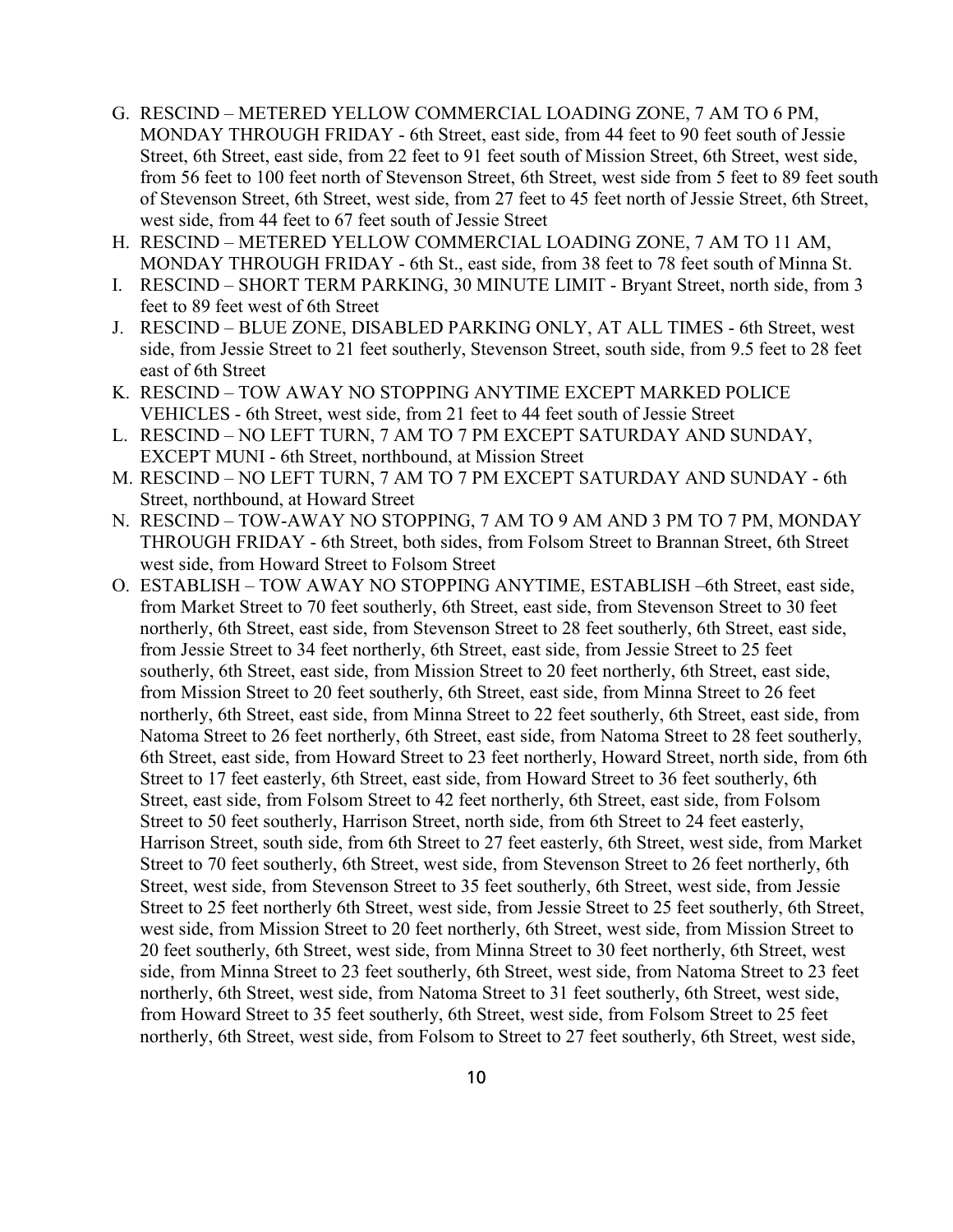G. RESCIND – METERED YELLOW COMMERCIAL LOADING ZONE, 7 AM TO 6 PM, MONDAY THROUGH FRIDAY - 6th Street, east side, from 44 feet to 90 feet south of Jessie Street, 6th Street, east side, from 22 feet to 91 feet south of Mission Street, 6th Street, west side, from 56 feet to 100 feet north of Stevenson Street, 6th Street, west side from 5 feet to 89 feet south of Stevenson Street, 6th Street, west side, from 27 feet to 45 feet north of Jessie Street, 6th Street, west side, from 44 feet to 67 feet south of Jessie Street
H. RESCIND – METERED YELLOW COMMERCIAL LOADING ZONE, 7 AM TO 11 AM, MONDAY THROUGH FRIDAY - 6th St., east side, from 38 feet to 78 feet south of Minna St.
I. RESCIND – SHORT TERM PARKING, 30 MINUTE LIMIT - Bryant Street, north side, from 3 feet to 89 feet west of 6th Street
J. RESCIND – BLUE ZONE, DISABLED PARKING ONLY, AT ALL TIMES - 6th Street, west side, from Jessie Street to 21 feet southerly, Stevenson Street, south side, from 9.5 feet to 28 feet east of 6th Street
K. RESCIND – TOW AWAY NO STOPPING ANYTIME EXCEPT MARKED POLICE VEHICLES - 6th Street, west side, from 21 feet to 44 feet south of Jessie Street
L. RESCIND – NO LEFT TURN, 7 AM TO 7 PM EXCEPT SATURDAY AND SUNDAY, EXCEPT MUNI - 6th Street, northbound, at Mission Street
M. RESCIND – NO LEFT TURN, 7 AM TO 7 PM EXCEPT SATURDAY AND SUNDAY - 6th Street, northbound, at Howard Street
N. RESCIND – TOW-AWAY NO STOPPING, 7 AM TO 9 AM AND 3 PM TO 7 PM, MONDAY THROUGH FRIDAY - 6th Street, both sides, from Folsom Street to Brannan Street, 6th Street west side, from Howard Street to Folsom Street
O. ESTABLISH – TOW AWAY NO STOPPING ANYTIME, ESTABLISH –6th Street, east side, from Market Street to 70 feet southerly, 6th Street, east side, from Stevenson Street to 30 feet northerly, 6th Street, east side, from Stevenson Street to 28 feet southerly, 6th Street, east side, from Jessie Street to 34 feet northerly, 6th Street, east side, from Jessie Street to 25 feet southerly, 6th Street, east side, from Mission Street to 20 feet northerly, 6th Street, east side, from Mission Street to 20 feet southerly, 6th Street, east side, from Minna Street to 26 feet northerly, 6th Street, east side, from Minna Street to 22 feet southerly, 6th Street, east side, from Natoma Street to 26 feet northerly, 6th Street, east side, from Natoma Street to 28 feet southerly, 6th Street, east side, from Howard Street to 23 feet northerly, Howard Street, north side, from 6th Street to 17 feet easterly, 6th Street, east side, from Howard Street to 36 feet southerly, 6th Street, east side, from Folsom Street to 42 feet northerly, 6th Street, east side, from Folsom Street to 50 feet southerly, Harrison Street, north side, from 6th Street to 24 feet easterly, Harrison Street, south side, from 6th Street to 27 feet easterly, 6th Street, west side, from Market Street to 70 feet southerly, 6th Street, west side, from Stevenson Street to 26 feet northerly, 6th Street, west side, from Stevenson Street to 35 feet southerly, 6th Street, west side, from Jessie Street to 25 feet northerly 6th Street, west side, from Jessie Street to 25 feet southerly, 6th Street, west side, from Mission Street to 20 feet northerly, 6th Street, west side, from Mission Street to 20 feet southerly, 6th Street, west side, from Minna Street to 30 feet northerly, 6th Street, west side, from Minna Street to 23 feet southerly, 6th Street, west side, from Natoma Street to 23 feet northerly, 6th Street, west side, from Natoma Street to 31 feet southerly, 6th Street, west side, from Howard Street to 35 feet southerly, 6th Street, west side, from Folsom Street to 25 feet northerly, 6th Street, west side, from Folsom to Street to 27 feet southerly, 6th Street, west side,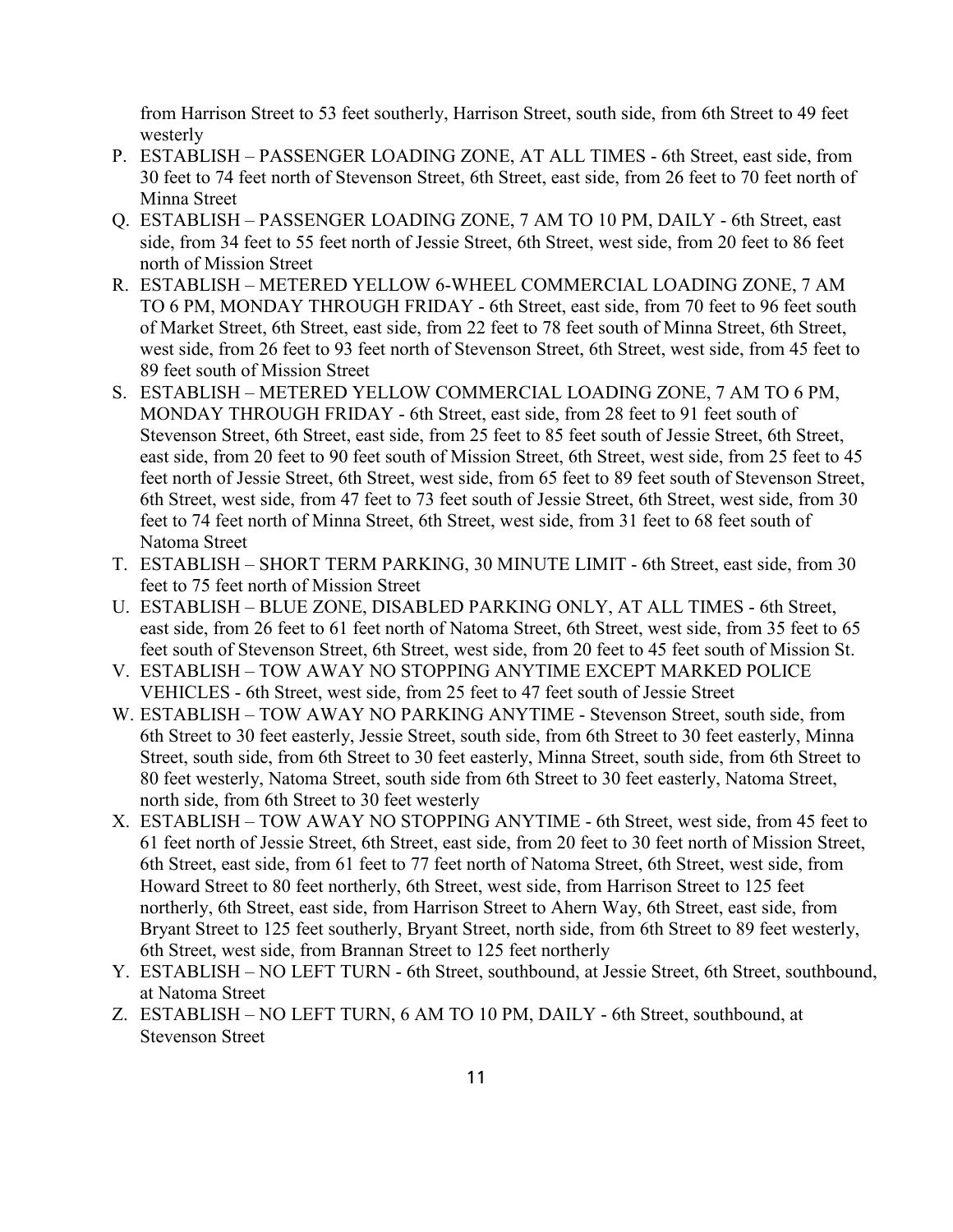from Harrison Street to 53 feet southerly, Harrison Street, south side, from 6th Street to 49 feet westerly

P. ESTABLISH – PASSENGER LOADING ZONE, AT ALL TIMES - 6th Street, east side, from 30 feet to 74 feet north of Stevenson Street, 6th Street, east side, from 26 feet to 70 feet north of Minna Street
Q. ESTABLISH – PASSENGER LOADING ZONE, 7 AM TO 10 PM, DAILY - 6th Street, east side, from 34 feet to 55 feet north of Jessie Street, 6th Street, west side, from 20 feet to 86 feet north of Mission Street
R. ESTABLISH – METERED YELLOW 6-WHEEL COMMERCIAL LOADING ZONE, 7 AM TO 6 PM, MONDAY THROUGH FRIDAY - 6th Street, east side, from 70 feet to 96 feet south of Market Street, 6th Street, east side, from 22 feet to 78 feet south of Minna Street, 6th Street, west side, from 26 feet to 93 feet north of Stevenson Street, 6th Street, west side, from 45 feet to 89 feet south of Mission Street
S. ESTABLISH – METERED YELLOW COMMERCIAL LOADING ZONE, 7 AM TO 6 PM, MONDAY THROUGH FRIDAY - 6th Street, east side, from 28 feet to 91 feet south of Stevenson Street, 6th Street, east side, from 25 feet to 85 feet south of Jessie Street, 6th Street, east side, from 20 feet to 90 feet south of Mission Street, 6th Street, west side, from 25 feet to 45 feet north of Jessie Street, 6th Street, west side, from 65 feet to 89 feet south of Stevenson Street, 6th Street, west side, from 47 feet to 73 feet south of Jessie Street, 6th Street, west side, from 30 feet to 74 feet north of Minna Street, 6th Street, west side, from 31 feet to 68 feet south of Natoma Street
T. ESTABLISH – SHORT TERM PARKING, 30 MINUTE LIMIT - 6th Street, east side, from 30 feet to 75 feet north of Mission Street
U. ESTABLISH – BLUE ZONE, DISABLED PARKING ONLY, AT ALL TIMES - 6th Street, east side, from 26 feet to 61 feet north of Natoma Street, 6th Street, west side, from 35 feet to 65 feet south of Stevenson Street, 6th Street, west side, from 20 feet to 45 feet south of Mission St.
V. ESTABLISH – TOW AWAY NO STOPPING ANYTIME EXCEPT MARKED POLICE VEHICLES - 6th Street, west side, from 25 feet to 47 feet south of Jessie Street
W. ESTABLISH – TOW AWAY NO PARKING ANYTIME - Stevenson Street, south side, from 6th Street to 30 feet easterly, Jessie Street, south side, from 6th Street to 30 feet easterly, Minna Street, south side, from 6th Street to 30 feet easterly, Minna Street, south side, from 6th Street to 80 feet westerly, Natoma Street, south side from 6th Street to 30 feet easterly, Natoma Street, north side, from 6th Street to 30 feet westerly
X. ESTABLISH – TOW AWAY NO STOPPING ANYTIME - 6th Street, west side, from 45 feet to 61 feet north of Jessie Street, 6th Street, east side, from 20 feet to 30 feet north of Mission Street, 6th Street, east side, from 61 feet to 77 feet north of Natoma Street, 6th Street, west side, from Howard Street to 80 feet northerly, 6th Street, west side, from Harrison Street to 125 feet northerly, 6th Street, east side, from Harrison Street to Ahern Way, 6th Street, east side, from Bryant Street to 125 feet southerly, Bryant Street, north side, from 6th Street to 89 feet westerly, 6th Street, west side, from Brannan Street to 125 feet northerly
Y. ESTABLISH – NO LEFT TURN - 6th Street, southbound, at Jessie Street, 6th Street, southbound, at Natoma Street
Z. ESTABLISH – NO LEFT TURN, 6 AM TO 10 PM, DAILY - 6th Street, southbound, at Stevenson Street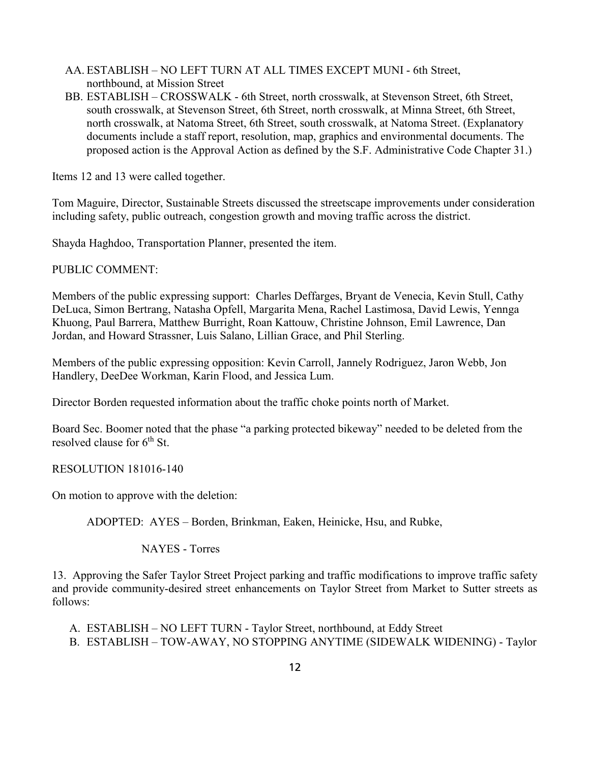AA. ESTABLISH – NO LEFT TURN AT ALL TIMES EXCEPT MUNI - 6th Street, northbound, at Mission Street

BB. ESTABLISH – CROSSWALK - 6th Street, north crosswalk, at Stevenson Street, 6th Street, south crosswalk, at Stevenson Street, 6th Street, north crosswalk, at Minna Street, 6th Street, north crosswalk, at Natoma Street, 6th Street, south crosswalk, at Natoma Street. (Explanatory documents include a staff report, resolution, map, graphics and environmental documents. The proposed action is the Approval Action as defined by the S.F. Administrative Code Chapter 31.)

Items 12 and 13 were called together.

Tom Maguire, Director, Sustainable Streets discussed the streetscape improvements under consideration including safety, public outreach, congestion growth and moving traffic across the district.

Shayda Haghdoo, Transportation Planner, presented the item.

PUBLIC COMMENT:

Members of the public expressing support: Charles Deffarges, Bryant de Venecia, Kevin Stull, Cathy DeLuca, Simon Bertrang, Natasha Opfell, Margarita Mena, Rachel Lastimosa, David Lewis, Yennga Khuong, Paul Barrera, Matthew Burright, Roan Kattouw, Christine Johnson, Emil Lawrence, Dan Jordan, and Howard Strassner, Luis Salano, Lillian Grace, and Phil Sterling.

Members of the public expressing opposition: Kevin Carroll, Jannely Rodriguez, Jaron Webb, Jon Handlery, DeeDee Workman, Karin Flood, and Jessica Lum.

Director Borden requested information about the traffic choke points north of Market.

Board Sec. Boomer noted that the phase "a parking protected bikeway" needed to be deleted from the resolved clause for 6th St.

RESOLUTION 181016-140

On motion to approve with the deletion:

ADOPTED: AYES – Borden, Brinkman, Eaken, Heinicke, Hsu, and Rubke,

NAYES - Torres

13. Approving the Safer Taylor Street Project parking and traffic modifications to improve traffic safety and provide community-desired street enhancements on Taylor Street from Market to Sutter streets as follows:

A. ESTABLISH – NO LEFT TURN - Taylor Street, northbound, at Eddy Street

B. ESTABLISH – TOW-AWAY, NO STOPPING ANYTIME (SIDEWALK WIDENING) - Taylor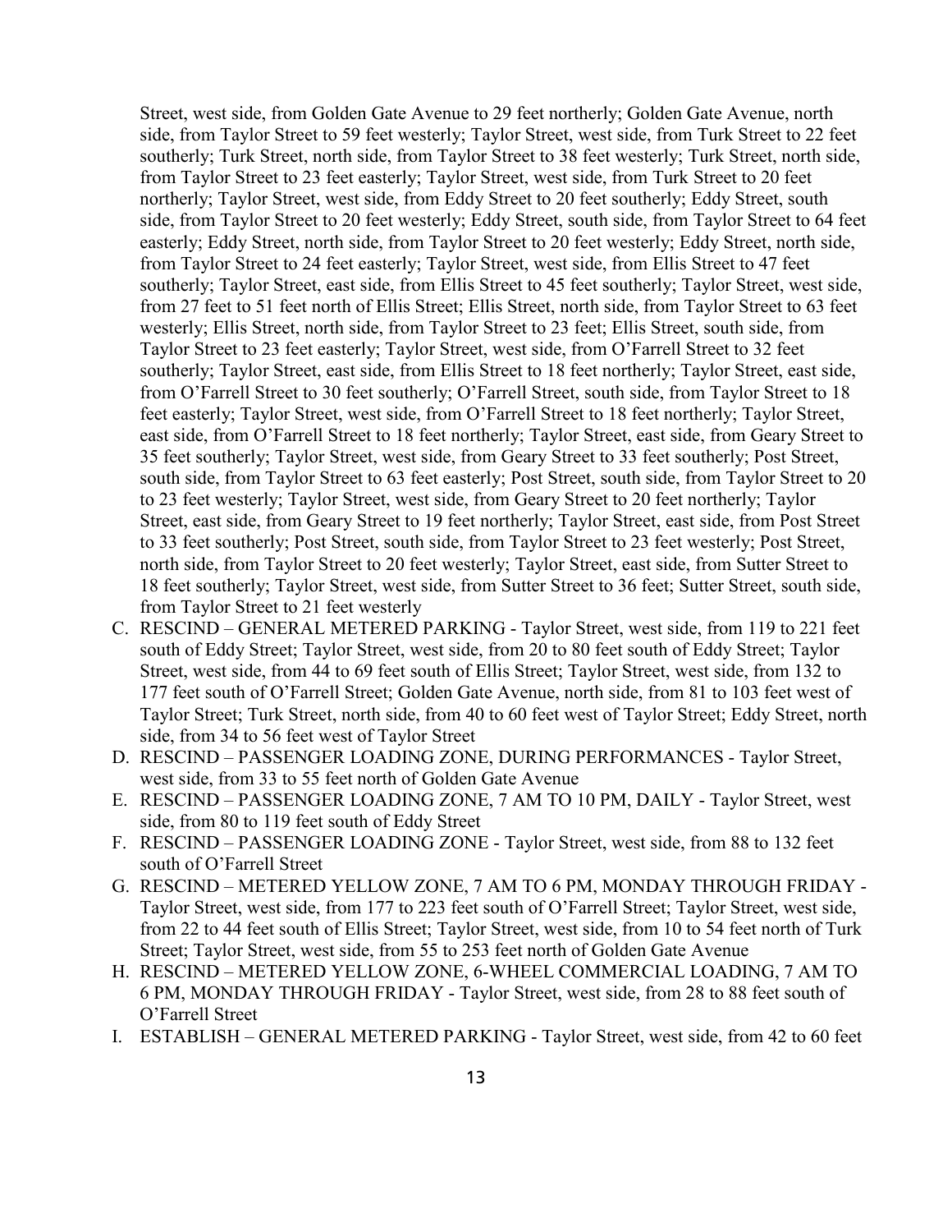Street, west side, from Golden Gate Avenue to 29 feet northerly; Golden Gate Avenue, north side, from Taylor Street to 59 feet westerly; Taylor Street, west side, from Turk Street to 22 feet southerly; Turk Street, north side, from Taylor Street to 38 feet westerly; Turk Street, north side, from Taylor Street to 23 feet easterly; Taylor Street, west side, from Turk Street to 20 feet northerly; Taylor Street, west side, from Eddy Street to 20 feet southerly; Eddy Street, south side, from Taylor Street to 20 feet westerly; Eddy Street, south side, from Taylor Street to 64 feet easterly; Eddy Street, north side, from Taylor Street to 20 feet westerly; Eddy Street, north side, from Taylor Street to 24 feet easterly; Taylor Street, west side, from Ellis Street to 47 feet southerly; Taylor Street, east side, from Ellis Street to 45 feet southerly; Taylor Street, west side, from 27 feet to 51 feet north of Ellis Street; Ellis Street, north side, from Taylor Street to 63 feet westerly; Ellis Street, north side, from Taylor Street to 23 feet; Ellis Street, south side, from Taylor Street to 23 feet easterly; Taylor Street, west side, from O'Farrell Street to 32 feet southerly; Taylor Street, east side, from Ellis Street to 18 feet northerly; Taylor Street, east side, from O'Farrell Street to 30 feet southerly; O'Farrell Street, south side, from Taylor Street to 18 feet easterly; Taylor Street, west side, from O'Farrell Street to 18 feet northerly; Taylor Street, east side, from O'Farrell Street to 18 feet northerly; Taylor Street, east side, from Geary Street to 35 feet southerly; Taylor Street, west side, from Geary Street to 33 feet southerly; Post Street, south side, from Taylor Street to 63 feet easterly; Post Street, south side, from Taylor Street to 20 to 23 feet westerly; Taylor Street, west side, from Geary Street to 20 feet northerly; Taylor Street, east side, from Geary Street to 19 feet northerly; Taylor Street, east side, from Post Street to 33 feet southerly; Post Street, south side, from Taylor Street to 23 feet westerly; Post Street, north side, from Taylor Street to 20 feet westerly; Taylor Street, east side, from Sutter Street to 18 feet southerly; Taylor Street, west side, from Sutter Street to 36 feet; Sutter Street, south side, from Taylor Street to 21 feet westerly

C. RESCIND – GENERAL METERED PARKING - Taylor Street, west side, from 119 to 221 feet south of Eddy Street; Taylor Street, west side, from 20 to 80 feet south of Eddy Street; Taylor Street, west side, from 44 to 69 feet south of Ellis Street; Taylor Street, west side, from 132 to 177 feet south of O'Farrell Street; Golden Gate Avenue, north side, from 81 to 103 feet west of Taylor Street; Turk Street, north side, from 40 to 60 feet west of Taylor Street; Eddy Street, north side, from 34 to 56 feet west of Taylor Street
D. RESCIND – PASSENGER LOADING ZONE, DURING PERFORMANCES - Taylor Street, west side, from 33 to 55 feet north of Golden Gate Avenue
E. RESCIND – PASSENGER LOADING ZONE, 7 AM TO 10 PM, DAILY - Taylor Street, west side, from 80 to 119 feet south of Eddy Street
F. RESCIND – PASSENGER LOADING ZONE - Taylor Street, west side, from 88 to 132 feet south of O'Farrell Street
G. RESCIND – METERED YELLOW ZONE, 7 AM TO 6 PM, MONDAY THROUGH FRIDAY - Taylor Street, west side, from 177 to 223 feet south of O'Farrell Street; Taylor Street, west side, from 22 to 44 feet south of Ellis Street; Taylor Street, west side, from 10 to 54 feet north of Turk Street; Taylor Street, west side, from 55 to 253 feet north of Golden Gate Avenue
H. RESCIND – METERED YELLOW ZONE, 6-WHEEL COMMERCIAL LOADING, 7 AM TO 6 PM, MONDAY THROUGH FRIDAY - Taylor Street, west side, from 28 to 88 feet south of O'Farrell Street
I. ESTABLISH – GENERAL METERED PARKING - Taylor Street, west side, from 42 to 60 feet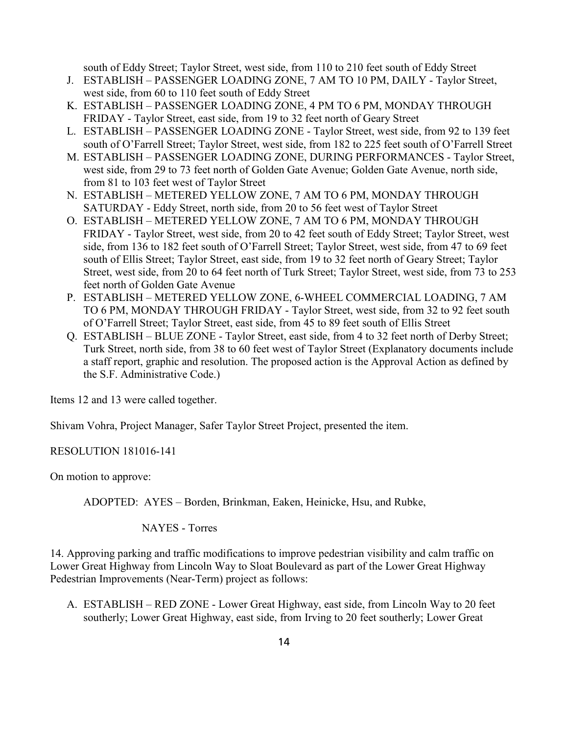south of Eddy Street; Taylor Street, west side, from 110 to 210 feet south of Eddy Street

J. ESTABLISH – PASSENGER LOADING ZONE, 7 AM TO 10 PM, DAILY - Taylor Street, west side, from 60 to 110 feet south of Eddy Street
K. ESTABLISH – PASSENGER LOADING ZONE, 4 PM TO 6 PM, MONDAY THROUGH FRIDAY - Taylor Street, east side, from 19 to 32 feet north of Geary Street
L. ESTABLISH – PASSENGER LOADING ZONE - Taylor Street, west side, from 92 to 139 feet south of O'Farrell Street; Taylor Street, west side, from 182 to 225 feet south of O'Farrell Street
M. ESTABLISH – PASSENGER LOADING ZONE, DURING PERFORMANCES - Taylor Street, west side, from 29 to 73 feet north of Golden Gate Avenue; Golden Gate Avenue, north side, from 81 to 103 feet west of Taylor Street
N. ESTABLISH – METERED YELLOW ZONE, 7 AM TO 6 PM, MONDAY THROUGH SATURDAY - Eddy Street, north side, from 20 to 56 feet west of Taylor Street
O. ESTABLISH – METERED YELLOW ZONE, 7 AM TO 6 PM, MONDAY THROUGH FRIDAY - Taylor Street, west side, from 20 to 42 feet south of Eddy Street; Taylor Street, west side, from 136 to 182 feet south of O'Farrell Street; Taylor Street, west side, from 47 to 69 feet south of Ellis Street; Taylor Street, east side, from 19 to 32 feet north of Geary Street; Taylor Street, west side, from 20 to 64 feet north of Turk Street; Taylor Street, west side, from 73 to 253 feet north of Golden Gate Avenue
P. ESTABLISH – METERED YELLOW ZONE, 6-WHEEL COMMERCIAL LOADING, 7 AM TO 6 PM, MONDAY THROUGH FRIDAY - Taylor Street, west side, from 32 to 92 feet south of O'Farrell Street; Taylor Street, east side, from 45 to 89 feet south of Ellis Street
Q. ESTABLISH – BLUE ZONE - Taylor Street, east side, from 4 to 32 feet north of Derby Street; Turk Street, north side, from 38 to 60 feet west of Taylor Street (Explanatory documents include a staff report, graphic and resolution. The proposed action is the Approval Action as defined by the S.F. Administrative Code.)

Items 12 and 13 were called together.

Shivam Vohra, Project Manager, Safer Taylor Street Project, presented the item.

RESOLUTION 181016-141

On motion to approve:

ADOPTED: AYES – Borden, Brinkman, Eaken, Heinicke, Hsu, and Rubke,

NAYES - Torres

14. Approving parking and traffic modifications to improve pedestrian visibility and calm traffic on Lower Great Highway from Lincoln Way to Sloat Boulevard as part of the Lower Great Highway Pedestrian Improvements (Near-Term) project as follows:

A. ESTABLISH – RED ZONE - Lower Great Highway, east side, from Lincoln Way to 20 feet southerly; Lower Great Highway, east side, from Irving to 20 feet southerly; Lower Great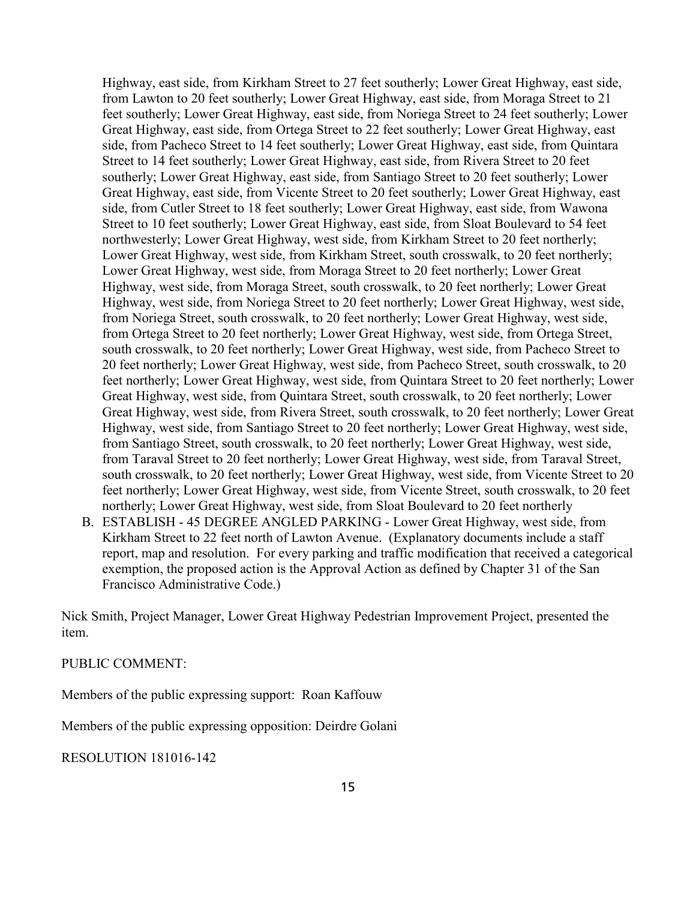Highway, east side, from Kirkham Street to 27 feet southerly; Lower Great Highway, east side, from Lawton to 20 feet southerly; Lower Great Highway, east side, from Moraga Street to 21 feet southerly; Lower Great Highway, east side, from Noriega Street to 24 feet southerly; Lower Great Highway, east side, from Ortega Street to 22 feet southerly; Lower Great Highway, east side, from Pacheco Street to 14 feet southerly; Lower Great Highway, east side, from Quintara Street to 14 feet southerly; Lower Great Highway, east side, from Rivera Street to 20 feet southerly; Lower Great Highway, east side, from Santiago Street to 20 feet southerly; Lower Great Highway, east side, from Vicente Street to 20 feet southerly; Lower Great Highway, east side, from Cutler Street to 18 feet southerly; Lower Great Highway, east side, from Wawona Street to 10 feet southerly; Lower Great Highway, east side, from Sloat Boulevard to 54 feet northwesterly; Lower Great Highway, west side, from Kirkham Street to 20 feet northerly; Lower Great Highway, west side, from Kirkham Street, south crosswalk, to 20 feet northerly; Lower Great Highway, west side, from Moraga Street to 20 feet northerly; Lower Great Highway, west side, from Moraga Street, south crosswalk, to 20 feet northerly; Lower Great Highway, west side, from Noriega Street to 20 feet northerly; Lower Great Highway, west side, from Noriega Street, south crosswalk, to 20 feet northerly; Lower Great Highway, west side, from Ortega Street to 20 feet northerly; Lower Great Highway, west side, from Ortega Street, south crosswalk, to 20 feet northerly; Lower Great Highway, west side, from Pacheco Street to 20 feet northerly; Lower Great Highway, west side, from Pacheco Street, south crosswalk, to 20 feet northerly; Lower Great Highway, west side, from Quintara Street to 20 feet northerly; Lower Great Highway, west side, from Quintara Street, south crosswalk, to 20 feet northerly; Lower Great Highway, west side, from Rivera Street, south crosswalk, to 20 feet northerly; Lower Great Highway, west side, from Santiago Street to 20 feet northerly; Lower Great Highway, west side, from Santiago Street, south crosswalk, to 20 feet northerly; Lower Great Highway, west side, from Taraval Street to 20 feet northerly; Lower Great Highway, west side, from Taraval Street, south crosswalk, to 20 feet northerly; Lower Great Highway, west side, from Vicente Street to 20 feet northerly; Lower Great Highway, west side, from Vicente Street, south crosswalk, to 20 feet northerly; Lower Great Highway, west side, from Sloat Boulevard to 20 feet northerly

B. ESTABLISH - 45 DEGREE ANGLED PARKING - Lower Great Highway, west side, from Kirkham Street to 22 feet north of Lawton Avenue. (Explanatory documents include a staff report, map and resolution. For every parking and traffic modification that received a categorical exemption, the proposed action is the Approval Action as defined by Chapter 31 of the San Francisco Administrative Code.)

Nick Smith, Project Manager, Lower Great Highway Pedestrian Improvement Project, presented the item.

PUBLIC COMMENT:

Members of the public expressing support: Roan Kaffouw

Members of the public expressing opposition: Deirdre Golani

RESOLUTION 181016-142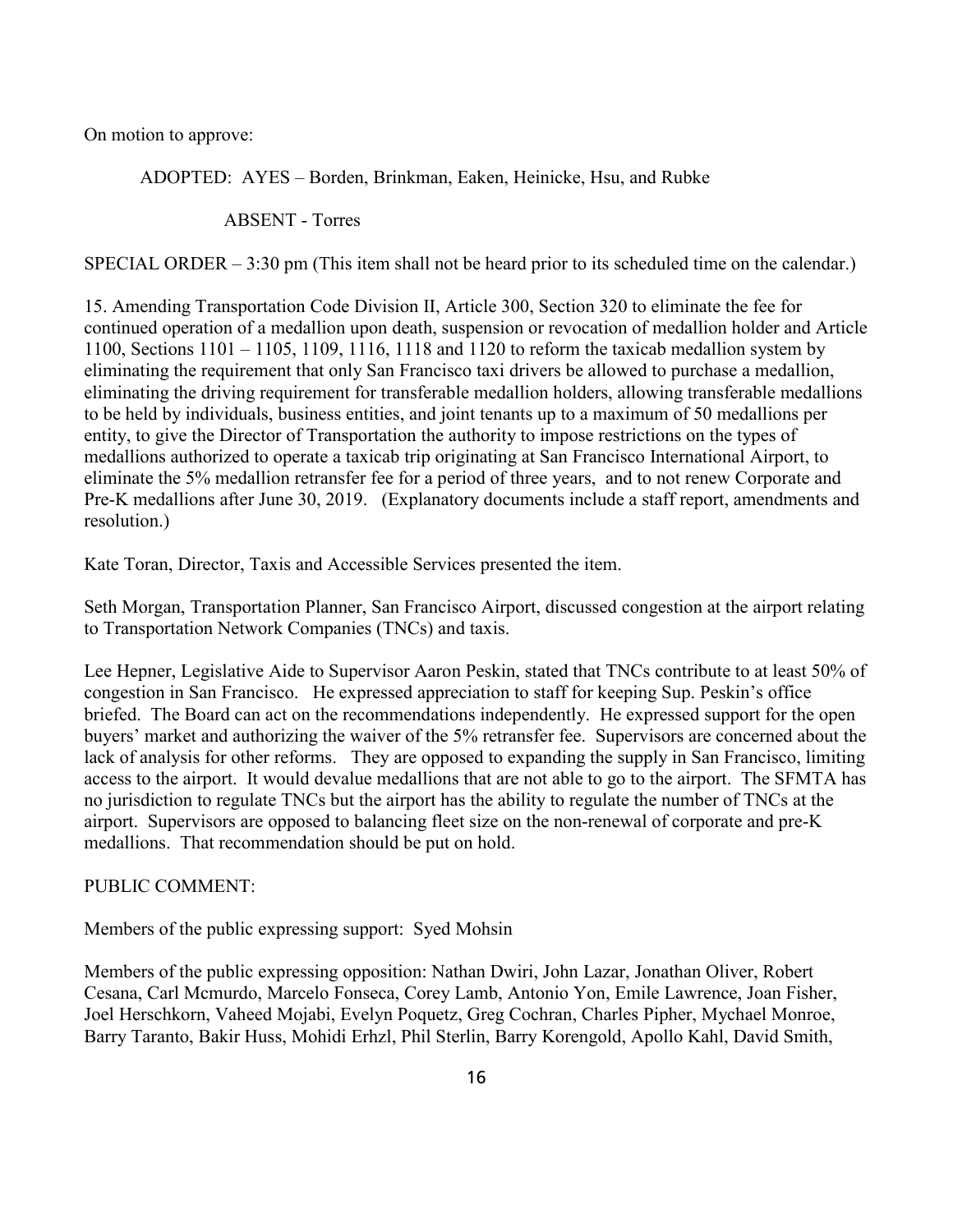On motion to approve:

ADOPTED: AYES – Borden, Brinkman, Eaken, Heinicke, Hsu, and Rubke

ABSENT - Torres

SPECIAL ORDER – 3:30 pm (This item shall not be heard prior to its scheduled time on the calendar.)

15. Amending Transportation Code Division II, Article 300, Section 320 to eliminate the fee for continued operation of a medallion upon death, suspension or revocation of medallion holder and Article 1100, Sections 1101 – 1105, 1109, 1116, 1118 and 1120 to reform the taxicab medallion system by eliminating the requirement that only San Francisco taxi drivers be allowed to purchase a medallion, eliminating the driving requirement for transferable medallion holders, allowing transferable medallions to be held by individuals, business entities, and joint tenants up to a maximum of 50 medallions per entity, to give the Director of Transportation the authority to impose restrictions on the types of medallions authorized to operate a taxicab trip originating at San Francisco International Airport, to eliminate the 5% medallion retransfer fee for a period of three years, and to not renew Corporate and Pre-K medallions after June 30, 2019. (Explanatory documents include a staff report, amendments and resolution.)

Kate Toran, Director, Taxis and Accessible Services presented the item.

Seth Morgan, Transportation Planner, San Francisco Airport, discussed congestion at the airport relating to Transportation Network Companies (TNCs) and taxis.

Lee Hepner, Legislative Aide to Supervisor Aaron Peskin, stated that TNCs contribute to at least 50% of congestion in San Francisco. He expressed appreciation to staff for keeping Sup. Peskin's office briefed. The Board can act on the recommendations independently. He expressed support for the open buyers' market and authorizing the waiver of the 5% retransfer fee. Supervisors are concerned about the lack of analysis for other reforms. They are opposed to expanding the supply in San Francisco, limiting access to the airport. It would devalue medallions that are not able to go to the airport. The SFMTA has no jurisdiction to regulate TNCs but the airport has the ability to regulate the number of TNCs at the airport. Supervisors are opposed to balancing fleet size on the non-renewal of corporate and pre-K medallions. That recommendation should be put on hold.

PUBLIC COMMENT:

Members of the public expressing support: Syed Mohsin

Members of the public expressing opposition: Nathan Dwiri, John Lazar, Jonathan Oliver, Robert Cesana, Carl Mcmurdo, Marcelo Fonseca, Corey Lamb, Antonio Yon, Emile Lawrence, Joan Fisher, Joel Herschkorn, Vaheed Mojabi, Evelyn Poquetz, Greg Cochran, Charles Pipher, Mychael Monroe, Barry Taranto, Bakir Huss, Mohidi Erhzl, Phil Sterlin, Barry Korengold, Apollo Kahl, David Smith,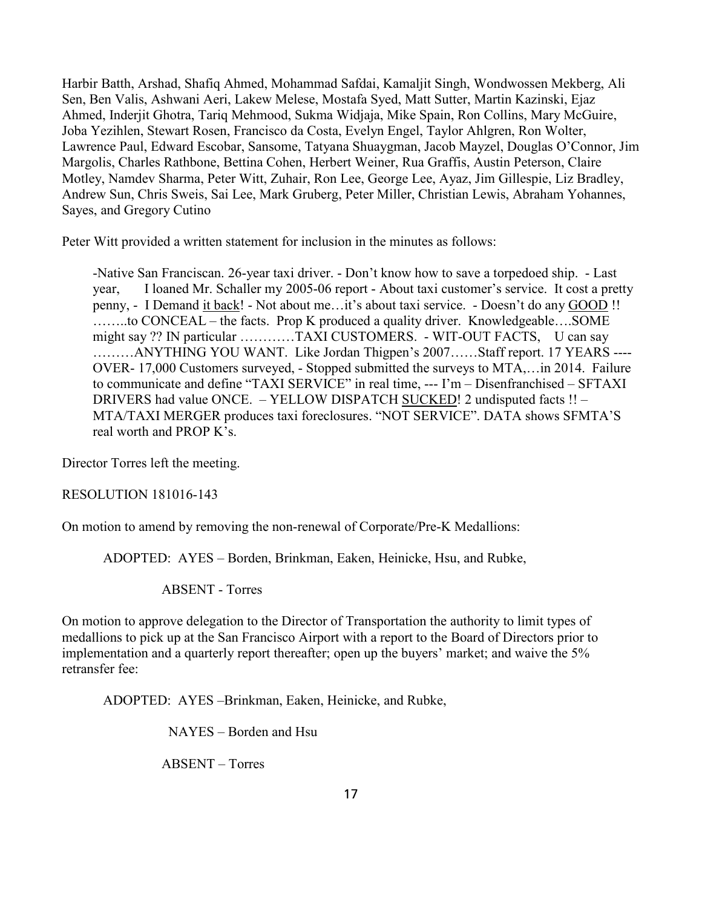Harbir Batth, Arshad, Shafiq Ahmed, Mohammad Safdai, Kamaljit Singh, Wondwossen Mekberg, Ali Sen, Ben Valis, Ashwani Aeri, Lakew Melese, Mostafa Syed, Matt Sutter, Martin Kazinski, Ejaz Ahmed, Inderjit Ghotra, Tariq Mehmood, Sukma Widjaja, Mike Spain, Ron Collins, Mary McGuire, Joba Yezihlen, Stewart Rosen, Francisco da Costa, Evelyn Engel, Taylor Ahlgren, Ron Wolter, Lawrence Paul, Edward Escobar, Sansome, Tatyana Shuaygman, Jacob Mayzel, Douglas O'Connor, Jim Margolis, Charles Rathbone, Bettina Cohen, Herbert Weiner, Rua Graffis, Austin Peterson, Claire Motley, Namdev Sharma, Peter Witt, Zuhair, Ron Lee, George Lee, Ayaz, Jim Gillespie, Liz Bradley, Andrew Sun, Chris Sweis, Sai Lee, Mark Gruberg, Peter Miller, Christian Lewis, Abraham Yohannes, Sayes, and Gregory Cutino

Peter Witt provided a written statement for inclusion in the minutes as follows:

> -Native San Franciscan. 26-year taxi driver. - Don't know how to save a torpedoed ship. - Last year, I loaned Mr. Schaller my 2005-06 report - About taxi customer's service. It cost a pretty penny, - I Demand it back! - Not about me…it's about taxi service. - Doesn't do any GOOD !! ……..to CONCEAL – the facts. Prop K produced a quality driver. Knowledgeable….SOME might say ?? IN particular …………TAXI CUSTOMERS. - WIT-OUT FACTS, U can say ………ANYTHING YOU WANT. Like Jordan Thigpen's 2007……Staff report. 17 YEARS ---- OVER- 17,000 Customers surveyed, - Stopped submitted the surveys to MTA,…in 2014. Failure to communicate and define "TAXI SERVICE" in real time, --- I'm – Disenfranchised – SFTAXI DRIVERS had value ONCE. – YELLOW DISPATCH SUCKED! 2 undisputed facts !! – MTA/TAXI MERGER produces taxi foreclosures. "NOT SERVICE". DATA shows SFMTA'S real worth and PROP K's.

Director Torres left the meeting.

RESOLUTION 181016-143

On motion to amend by removing the non-renewal of Corporate/Pre-K Medallions:

ADOPTED: AYES – Borden, Brinkman, Eaken, Heinicke, Hsu, and Rubke,

ABSENT - Torres

On motion to approve delegation to the Director of Transportation the authority to limit types of medallions to pick up at the San Francisco Airport with a report to the Board of Directors prior to implementation and a quarterly report thereafter; open up the buyers' market; and waive the 5% retransfer fee:

ADOPTED: AYES –Brinkman, Eaken, Heinicke, and Rubke,

NAYES – Borden and Hsu

ABSENT – Torres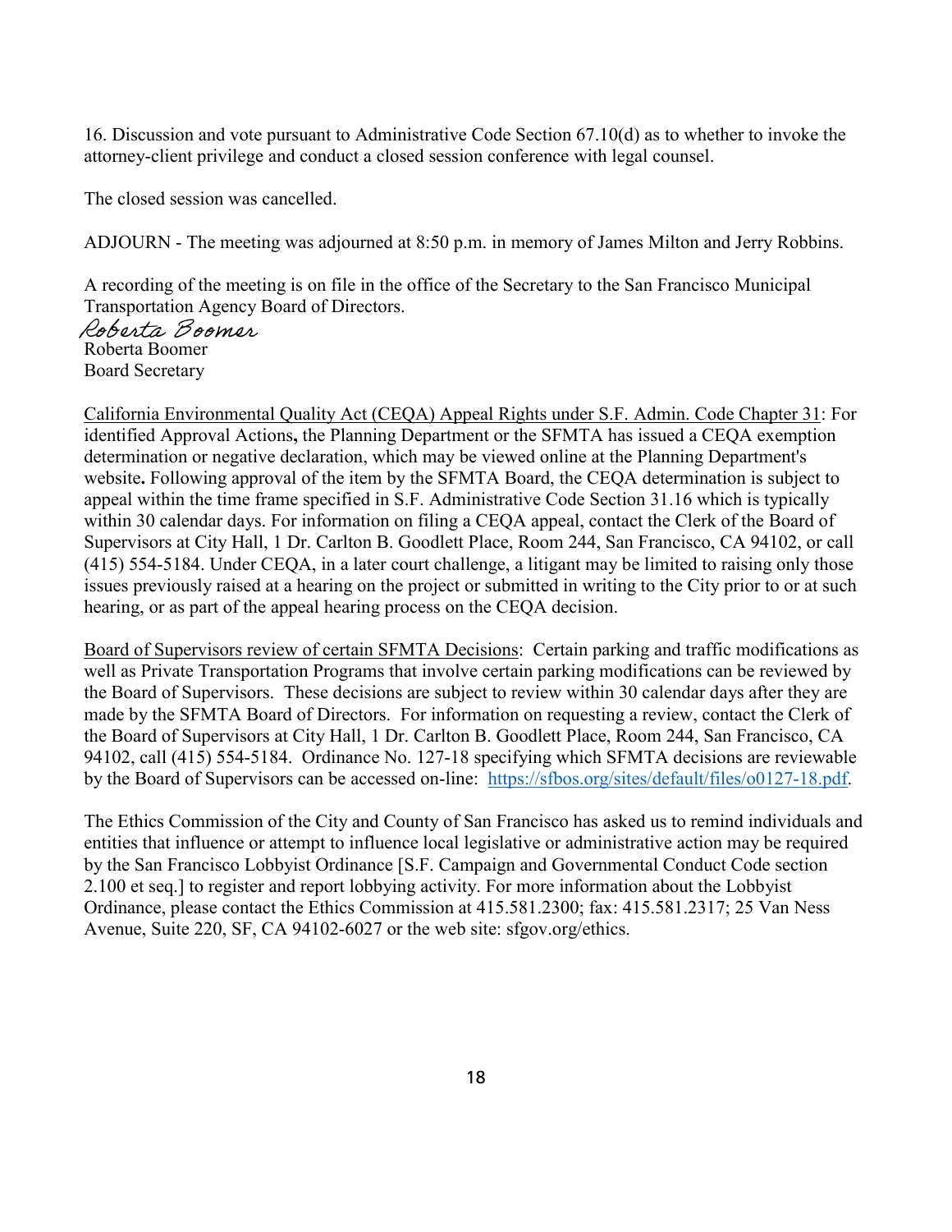16. Discussion and vote pursuant to Administrative Code Section 67.10(d) as to whether to invoke the attorney-client privilege and conduct a closed session conference with legal counsel.

The closed session was cancelled.

ADJOURN - The meeting was adjourned at 8:50 p.m. in memory of James Milton and Jerry Robbins.

A recording of the meeting is on file in the office of the Secretary to the San Francisco Municipal Transportation Agency Board of Directors.

*Roberta Boomer*

Roberta Boomer
Board Secretary

California Environmental Quality Act (CEQA) Appeal Rights under S.F. Admin. Code Chapter 31: For identified Approval Actions**,** the Planning Department or the SFMTA has issued a CEQA exemption determination or negative declaration, which may be viewed online at the Planning Department's website**.** Following approval of the item by the SFMTA Board, the CEQA determination is subject to appeal within the time frame specified in S.F. Administrative Code Section 31.16 which is typically within 30 calendar days. For information on filing a CEQA appeal, contact the Clerk of the Board of Supervisors at City Hall, 1 Dr. Carlton B. Goodlett Place, Room 244, San Francisco, CA 94102, or call (415) 554-5184. Under CEQA, in a later court challenge, a litigant may be limited to raising only those issues previously raised at a hearing on the project or submitted in writing to the City prior to or at such hearing, or as part of the appeal hearing process on the CEQA decision.

Board of Supervisors review of certain SFMTA Decisions: Certain parking and traffic modifications as well as Private Transportation Programs that involve certain parking modifications can be reviewed by the Board of Supervisors. These decisions are subject to review within 30 calendar days after they are made by the SFMTA Board of Directors. For information on requesting a review, contact the Clerk of the Board of Supervisors at City Hall, 1 Dr. Carlton B. Goodlett Place, Room 244, San Francisco, CA 94102, call (415) 554-5184. Ordinance No. 127-18 specifying which SFMTA decisions are reviewable by the Board of Supervisors can be accessed on-line: https://sfbos.org/sites/default/files/o0127-18.pdf.

The Ethics Commission of the City and County of San Francisco has asked us to remind individuals and entities that influence or attempt to influence local legislative or administrative action may be required by the San Francisco Lobbyist Ordinance [S.F. Campaign and Governmental Conduct Code section 2.100 et seq.] to register and report lobbying activity. For more information about the Lobbyist Ordinance, please contact the Ethics Commission at 415.581.2300; fax: 415.581.2317; 25 Van Ness Avenue, Suite 220, SF, CA 94102-6027 or the web site: sfgov.org/ethics.